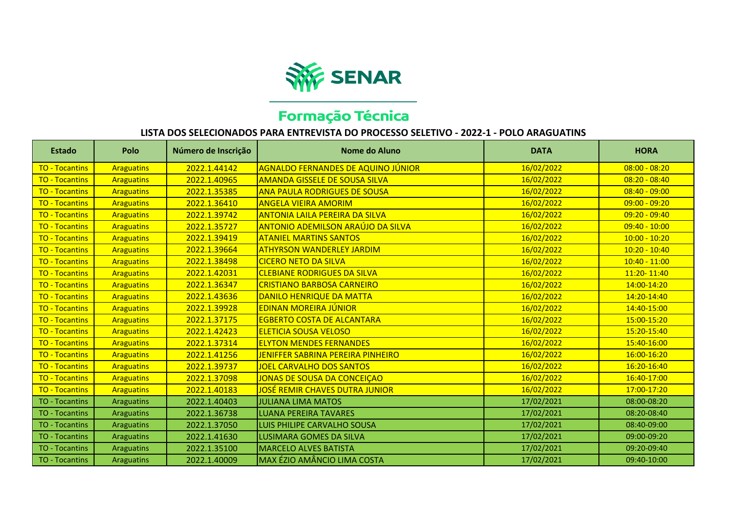SENAR

# Formação Técnica

## LISTA DOS SELECIONADOS PARA ENTREVISTA DO PROCESSO SELETIVO - 2022-1 - POLO ARAGUATINS

| Estado | Polo | Número de Inscrição | Nome do Aluno | DATA | HORA |
|---|---|---|---|---|---|
| TO - Tocantins | Araguatins | 2022.1.44142 | AGNALDO FERNANDES DE AQUINO JÚNIOR | 16/02/2022 | 08:00 - 08:20 |
| TO - Tocantins | Araguatins | 2022.1.40965 | AMANDA GISSELE DE SOUSA SILVA | 16/02/2022 | 08:20 - 08:40 |
| TO - Tocantins | Araguatins | 2022.1.35385 | ANA PAULA RODRIGUES DE SOUSA | 16/02/2022 | 08:40 - 09:00 |
| TO - Tocantins | Araguatins | 2022.1.36410 | ANGELA VIEIRA AMORIM | 16/02/2022 | 09:00 - 09:20 |
| TO - Tocantins | Araguatins | 2022.1.39742 | ANTONIA LAILA PEREIRA DA SILVA | 16/02/2022 | 09:20 - 09:40 |
| TO - Tocantins | Araguatins | 2022.1.35727 | ANTONIO ADEMILSON ARAÚJO DA SILVA | 16/02/2022 | 09:40 - 10:00 |
| TO - Tocantins | Araguatins | 2022.1.39419 | ATANIEL MARTINS SANTOS | 16/02/2022 | 10:00 - 10:20 |
| TO - Tocantins | Araguatins | 2022.1.39664 | ATHYRSON WANDERLEY JARDIM | 16/02/2022 | 10:20 - 10:40 |
| TO - Tocantins | Araguatins | 2022.1.38498 | CICERO NETO DA SILVA | 16/02/2022 | 10:40 - 11:00 |
| TO - Tocantins | Araguatins | 2022.1.42031 | CLEBIANE RODRIGUES DA SILVA | 16/02/2022 | 11:20- 11:40 |
| TO - Tocantins | Araguatins | 2022.1.36347 | CRISTIANO BARBOSA CARNEIRO | 16/02/2022 | 14:00-14:20 |
| TO - Tocantins | Araguatins | 2022.1.43636 | DANILO HENRIQUE DA MATTA | 16/02/2022 | 14:20-14:40 |
| TO - Tocantins | Araguatins | 2022.1.39928 | EDINAN MOREIRA JÚNIOR | 16/02/2022 | 14:40-15:00 |
| TO - Tocantins | Araguatins | 2022.1.37175 | EGBERTO COSTA DE ALCANTARA | 16/02/2022 | 15:00-15:20 |
| TO - Tocantins | Araguatins | 2022.1.42423 | ELETICIA SOUSA VELOSO | 16/02/2022 | 15:20-15:40 |
| TO - Tocantins | Araguatins | 2022.1.37314 | ELYTON MENDES FERNANDES | 16/02/2022 | 15:40-16:00 |
| TO - Tocantins | Araguatins | 2022.1.41256 | JENIFFER SABRINA PEREIRA PINHEIRO | 16/02/2022 | 16:00-16:20 |
| TO - Tocantins | Araguatins | 2022.1.39737 | JOEL CARVALHO DOS SANTOS | 16/02/2022 | 16:20-16:40 |
| TO - Tocantins | Araguatins | 2022.1.37098 | JONAS DE SOUSA DA CONCEIÇAO | 16/02/2022 | 16:40-17:00 |
| TO - Tocantins | Araguatins | 2022.1.40183 | JOSÉ REMIR CHAVES DUTRA JUNIOR | 16/02/2022 | 17:00-17:20 |
| TO - Tocantins | Araguatins | 2022.1.40403 | JULIANA LIMA MATOS | 17/02/2021 | 08:00-08:20 |
| TO - Tocantins | Araguatins | 2022.1.36738 | LUANA PEREIRA TAVARES | 17/02/2021 | 08:20-08:40 |
| TO - Tocantins | Araguatins | 2022.1.37050 | LUIS PHILIPE CARVALHO SOUSA | 17/02/2021 | 08:40-09:00 |
| TO - Tocantins | Araguatins | 2022.1.41630 | LUSIMARA GOMES DA SILVA | 17/02/2021 | 09:00-09:20 |
| TO - Tocantins | Araguatins | 2022.1.35100 | MARCELO ALVES BATISTA | 17/02/2021 | 09:20-09:40 |
| TO - Tocantins | Araguatins | 2022.1.40009 | MAX ÉZIO AMÂNCIO LIMA COSTA | 17/02/2021 | 09:40-10:00 |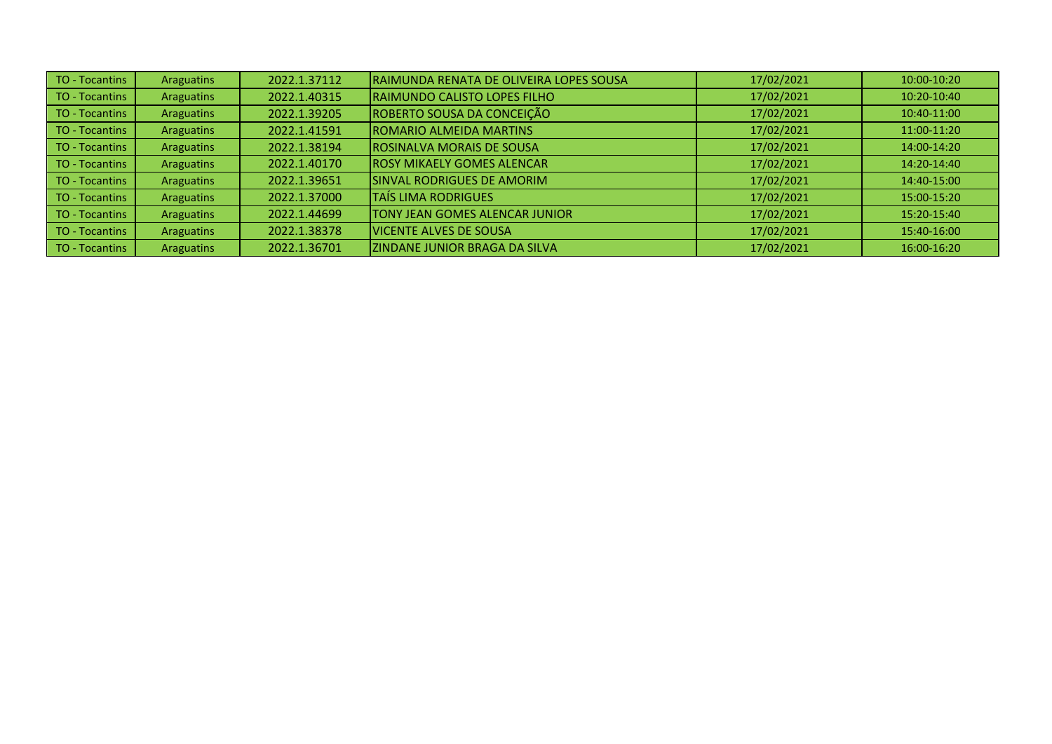| | | | | | |
|---|---|---|---|---|---|
| TO - Tocantins | Araguatins | 2022.1.37112 | RAIMUNDA RENATA DE OLIVEIRA LOPES SOUSA | 17/02/2021 | 10:00-10:20 |
| TO - Tocantins | Araguatins | 2022.1.40315 | RAIMUNDO CALISTO LOPES FILHO | 17/02/2021 | 10:20-10:40 |
| TO - Tocantins | Araguatins | 2022.1.39205 | ROBERTO SOUSA DA CONCEIÇÃO | 17/02/2021 | 10:40-11:00 |
| TO - Tocantins | Araguatins | 2022.1.41591 | ROMARIO ALMEIDA MARTINS | 17/02/2021 | 11:00-11:20 |
| TO - Tocantins | Araguatins | 2022.1.38194 | ROSINALVA MORAIS DE SOUSA | 17/02/2021 | 14:00-14:20 |
| TO - Tocantins | Araguatins | 2022.1.40170 | ROSY MIKAELY GOMES ALENCAR | 17/02/2021 | 14:20-14:40 |
| TO - Tocantins | Araguatins | 2022.1.39651 | SINVAL RODRIGUES DE AMORIM | 17/02/2021 | 14:40-15:00 |
| TO - Tocantins | Araguatins | 2022.1.37000 | TAÍS LIMA RODRIGUES | 17/02/2021 | 15:00-15:20 |
| TO - Tocantins | Araguatins | 2022.1.44699 | TONY JEAN GOMES ALENCAR JUNIOR | 17/02/2021 | 15:20-15:40 |
| TO - Tocantins | Araguatins | 2022.1.38378 | VICENTE ALVES DE SOUSA | 17/02/2021 | 15:40-16:00 |
| TO - Tocantins | Araguatins | 2022.1.36701 | ZINDANE JUNIOR BRAGA DA SILVA | 17/02/2021 | 16:00-16:20 |